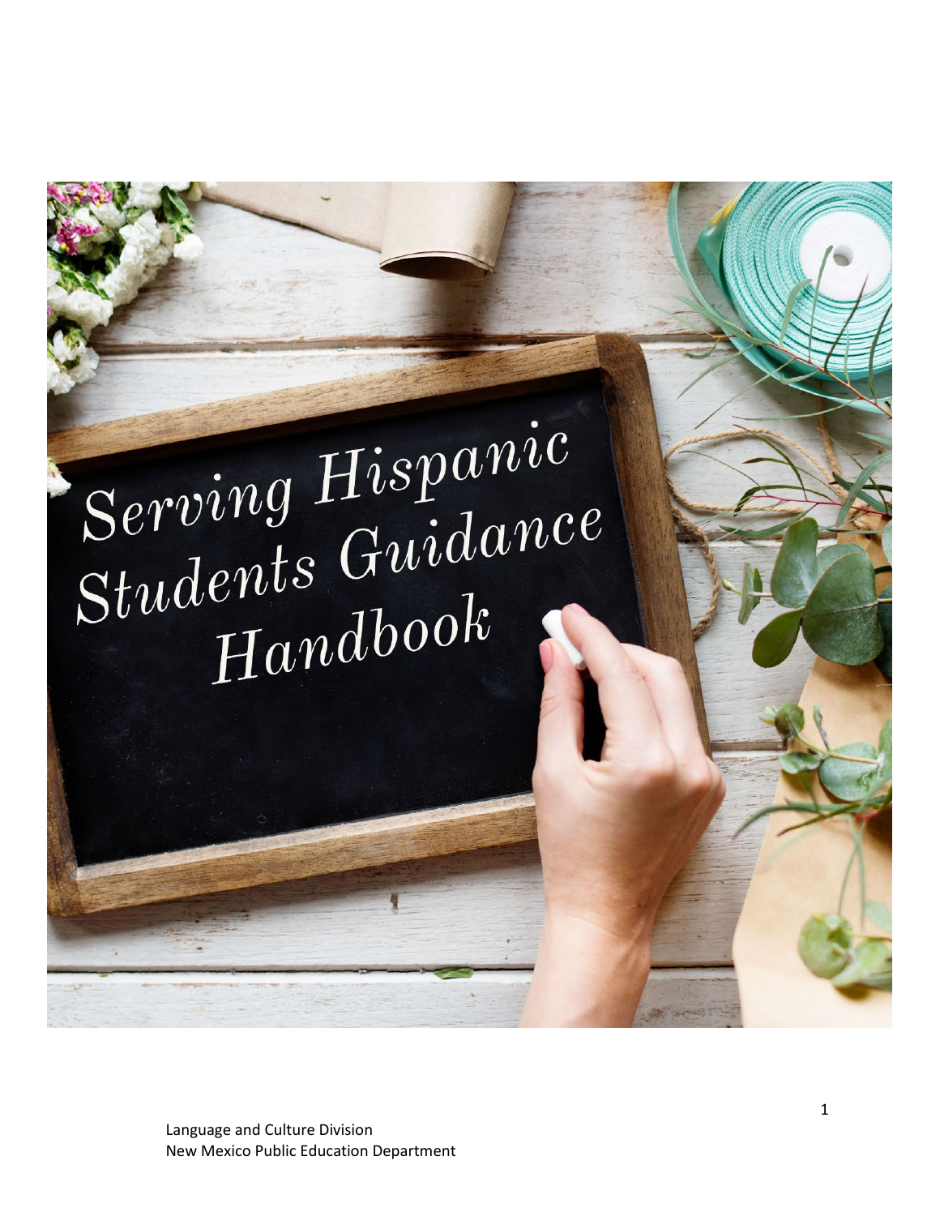# Serving Hispanic Students Guidance Handbook

Language and Culture Division
New Mexico Public Education Department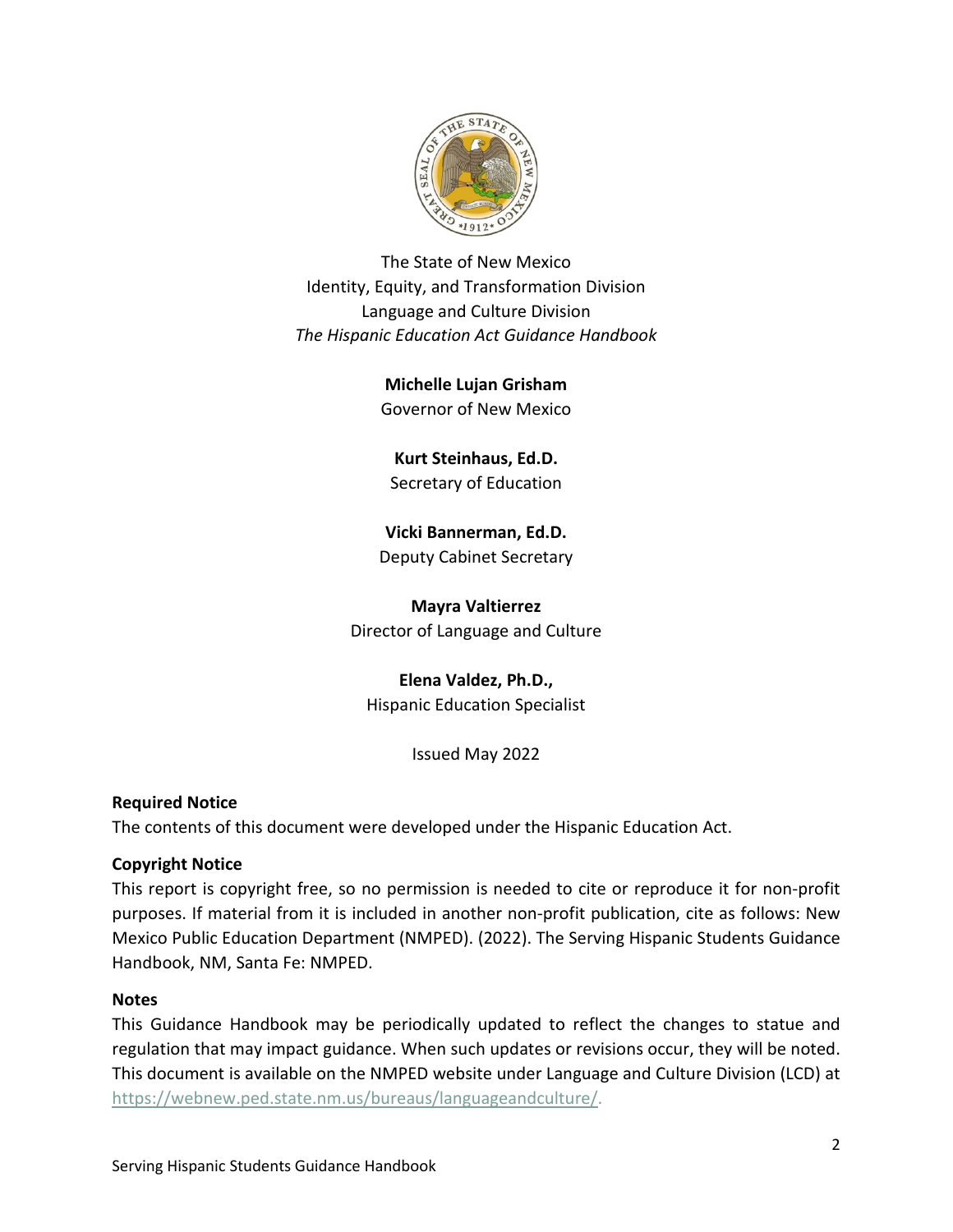The State of New Mexico
Identity, Equity, and Transformation Division
Language and Culture Division
*The Hispanic Education Act Guidance Handbook*

**Michelle Lujan Grisham**
Governor of New Mexico

**Kurt Steinhaus, Ed.D.**
Secretary of Education

**Vicki Bannerman, Ed.D.**
Deputy Cabinet Secretary

**Mayra Valtierrez**
Director of Language and Culture

**Elena Valdez, Ph.D.,**
Hispanic Education Specialist

Issued May 2022

**Required Notice**

The contents of this document were developed under the Hispanic Education Act.

**Copyright Notice**

This report is copyright free, so no permission is needed to cite or reproduce it for non-profit purposes. If material from it is included in another non-profit publication, cite as follows: New Mexico Public Education Department (NMPED). (2022). The Serving Hispanic Students Guidance Handbook, NM, Santa Fe: NMPED.

**Notes**

This Guidance Handbook may be periodically updated to reflect the changes to statue and regulation that may impact guidance. When such updates or revisions occur, they will be noted. This document is available on the NMPED website under Language and Culture Division (LCD) at https://webnew.ped.state.nm.us/bureaus/languageandculture/.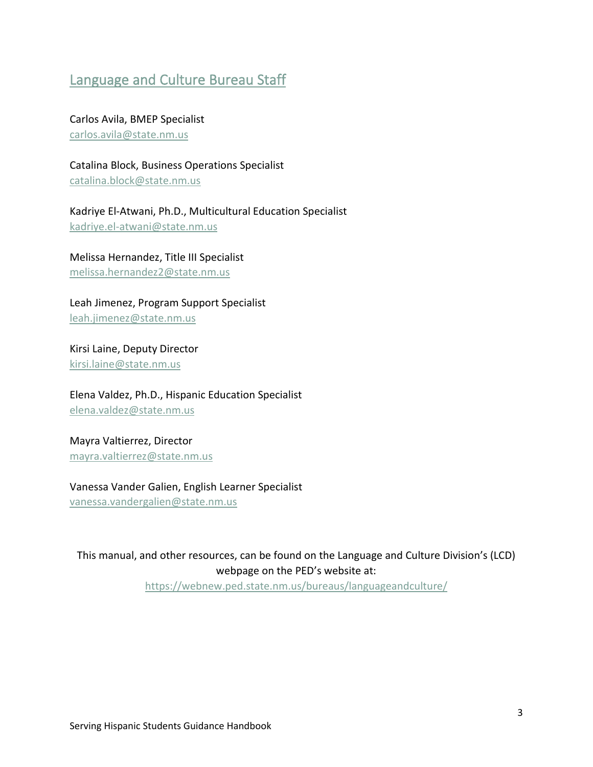## Language and Culture Bureau Staff

Carlos Avila, BMEP Specialist
carlos.avila@state.nm.us

Catalina Block, Business Operations Specialist
catalina.block@state.nm.us

Kadriye El-Atwani, Ph.D., Multicultural Education Specialist
kadriye.el-atwani@state.nm.us

Melissa Hernandez, Title III Specialist
melissa.hernandez2@state.nm.us

Leah Jimenez, Program Support Specialist
leah.jimenez@state.nm.us

Kirsi Laine, Deputy Director
kirsi.laine@state.nm.us

Elena Valdez, Ph.D., Hispanic Education Specialist
elena.valdez@state.nm.us

Mayra Valtierrez, Director
mayra.valtierrez@state.nm.us

Vanessa Vander Galien, English Learner Specialist
vanessa.vandergalien@state.nm.us

This manual, and other resources, can be found on the Language and Culture Division's (LCD) webpage on the PED's website at:
https://webnew.ped.state.nm.us/bureaus/languageandculture/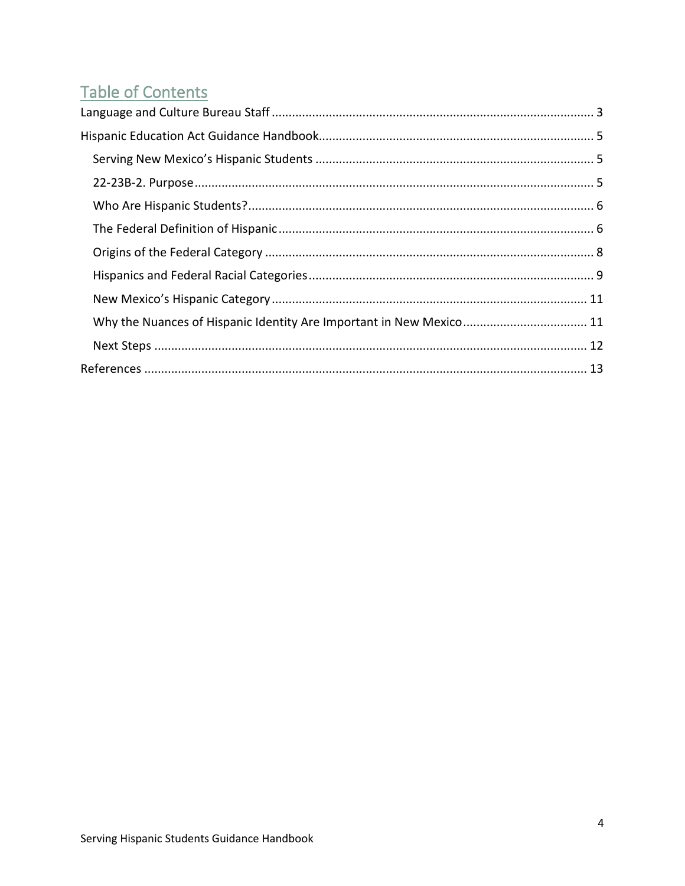## Table of Contents

Language and Culture Bureau Staff ........ 3

Hispanic Education Act Guidance Handbook ........ 5

- Serving New Mexico's Hispanic Students ........ 5
- 22-23B-2. Purpose ........ 5
- Who Are Hispanic Students? ........ 6
- The Federal Definition of Hispanic ........ 6
- Origins of the Federal Category ........ 8
- Hispanics and Federal Racial Categories ........ 9
- New Mexico's Hispanic Category ........ 11
- Why the Nuances of Hispanic Identity Are Important in New Mexico ........ 11
- Next Steps ........ 12

References ........ 13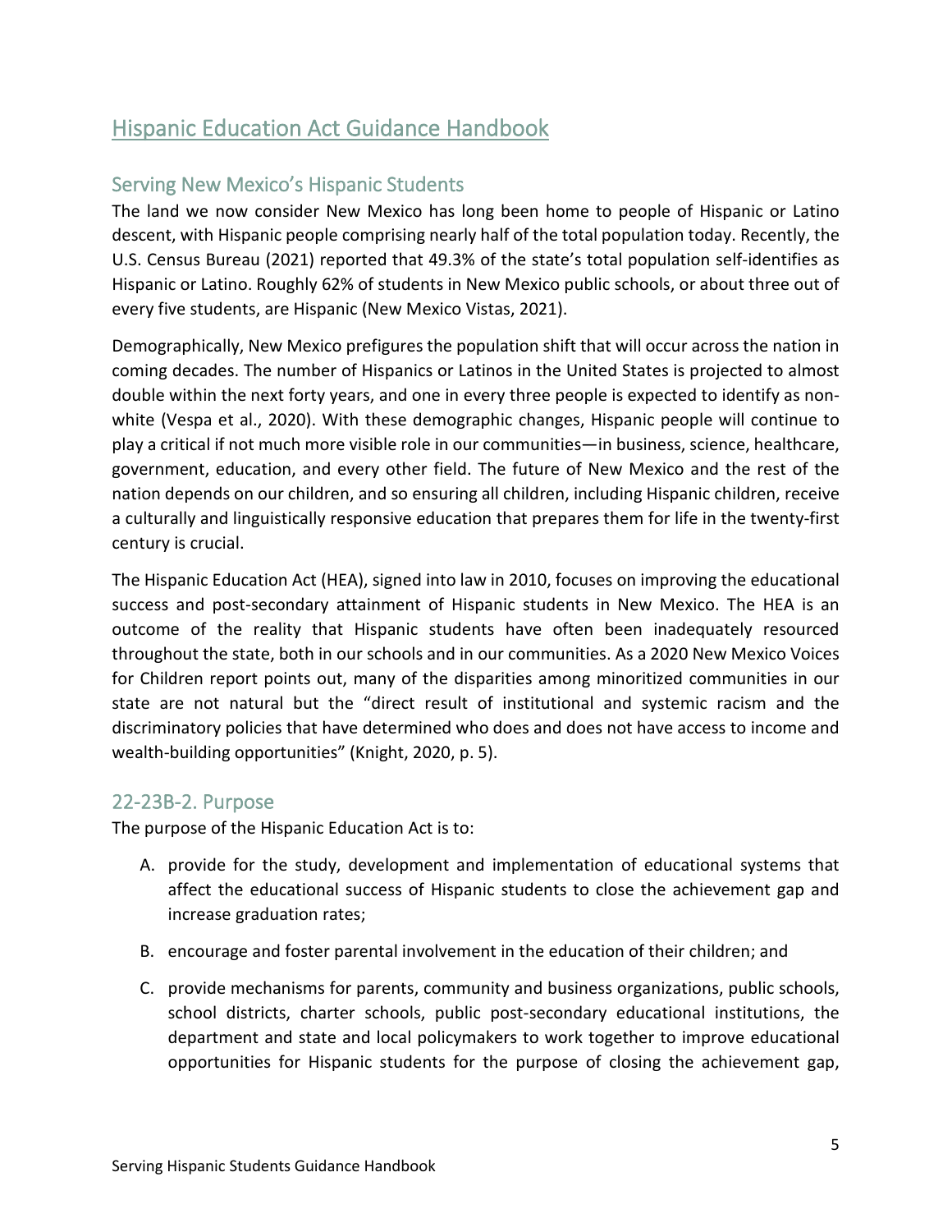# Hispanic Education Act Guidance Handbook

## Serving New Mexico's Hispanic Students

The land we now consider New Mexico has long been home to people of Hispanic or Latino descent, with Hispanic people comprising nearly half of the total population today. Recently, the U.S. Census Bureau (2021) reported that 49.3% of the state's total population self-identifies as Hispanic or Latino. Roughly 62% of students in New Mexico public schools, or about three out of every five students, are Hispanic (New Mexico Vistas, 2021).

Demographically, New Mexico prefigures the population shift that will occur across the nation in coming decades. The number of Hispanics or Latinos in the United States is projected to almost double within the next forty years, and one in every three people is expected to identify as non-white (Vespa et al., 2020). With these demographic changes, Hispanic people will continue to play a critical if not much more visible role in our communities—in business, science, healthcare, government, education, and every other field. The future of New Mexico and the rest of the nation depends on our children, and so ensuring all children, including Hispanic children, receive a culturally and linguistically responsive education that prepares them for life in the twenty-first century is crucial.

The Hispanic Education Act (HEA), signed into law in 2010, focuses on improving the educational success and post-secondary attainment of Hispanic students in New Mexico. The HEA is an outcome of the reality that Hispanic students have often been inadequately resourced throughout the state, both in our schools and in our communities. As a 2020 New Mexico Voices for Children report points out, many of the disparities among minoritized communities in our state are not natural but the "direct result of institutional and systemic racism and the discriminatory policies that have determined who does and does not have access to income and wealth-building opportunities" (Knight, 2020, p. 5).

## 22-23B-2. Purpose

The purpose of the Hispanic Education Act is to:

A. provide for the study, development and implementation of educational systems that affect the educational success of Hispanic students to close the achievement gap and increase graduation rates;

B. encourage and foster parental involvement in the education of their children; and

C. provide mechanisms for parents, community and business organizations, public schools, school districts, charter schools, public post-secondary educational institutions, the department and state and local policymakers to work together to improve educational opportunities for Hispanic students for the purpose of closing the achievement gap,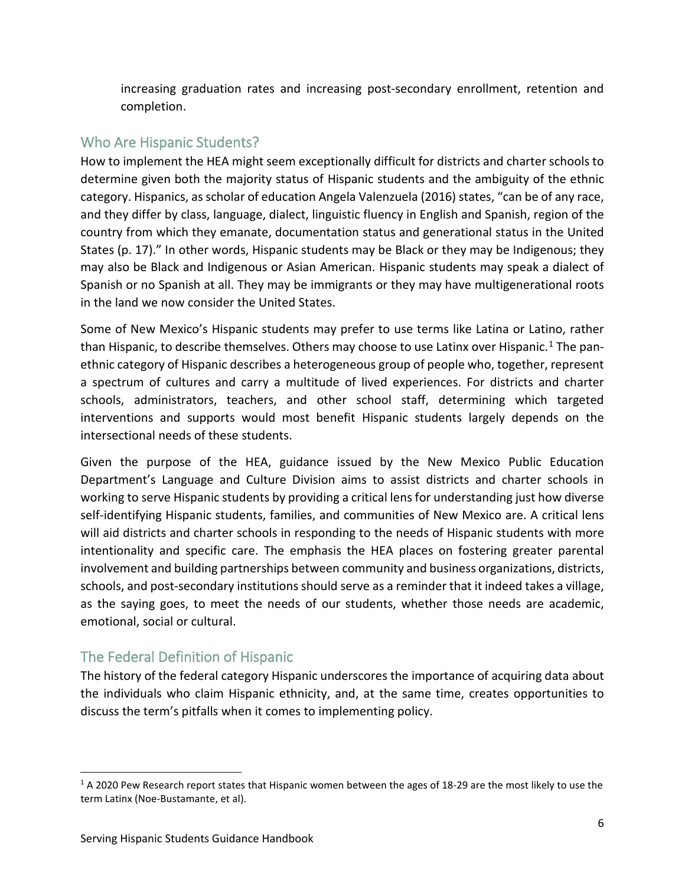increasing graduation rates and increasing post-secondary enrollment, retention and completion.

## Who Are Hispanic Students?

How to implement the HEA might seem exceptionally difficult for districts and charter schools to determine given both the majority status of Hispanic students and the ambiguity of the ethnic category. Hispanics, as scholar of education Angela Valenzuela (2016) states, "can be of any race, and they differ by class, language, dialect, linguistic fluency in English and Spanish, region of the country from which they emanate, documentation status and generational status in the United States (p. 17)." In other words, Hispanic students may be Black or they may be Indigenous; they may also be Black and Indigenous or Asian American. Hispanic students may speak a dialect of Spanish or no Spanish at all. They may be immigrants or they may have multigenerational roots in the land we now consider the United States.

Some of New Mexico's Hispanic students may prefer to use terms like Latina or Latino, rather than Hispanic, to describe themselves. Others may choose to use Latinx over Hispanic.[1] The pan-ethnic category of Hispanic describes a heterogeneous group of people who, together, represent a spectrum of cultures and carry a multitude of lived experiences. For districts and charter schools, administrators, teachers, and other school staff, determining which targeted interventions and supports would most benefit Hispanic students largely depends on the intersectional needs of these students.

Given the purpose of the HEA, guidance issued by the New Mexico Public Education Department's Language and Culture Division aims to assist districts and charter schools in working to serve Hispanic students by providing a critical lens for understanding just how diverse self-identifying Hispanic students, families, and communities of New Mexico are. A critical lens will aid districts and charter schools in responding to the needs of Hispanic students with more intentionality and specific care. The emphasis the HEA places on fostering greater parental involvement and building partnerships between community and business organizations, districts, schools, and post-secondary institutions should serve as a reminder that it indeed takes a village, as the saying goes, to meet the needs of our students, whether those needs are academic, emotional, social or cultural.

## The Federal Definition of Hispanic

The history of the federal category Hispanic underscores the importance of acquiring data about the individuals who claim Hispanic ethnicity, and, at the same time, creates opportunities to discuss the term's pitfalls when it comes to implementing policy.

---

[1] A 2020 Pew Research report states that Hispanic women between the ages of 18-29 are the most likely to use the term Latinx (Noe-Bustamante, et al).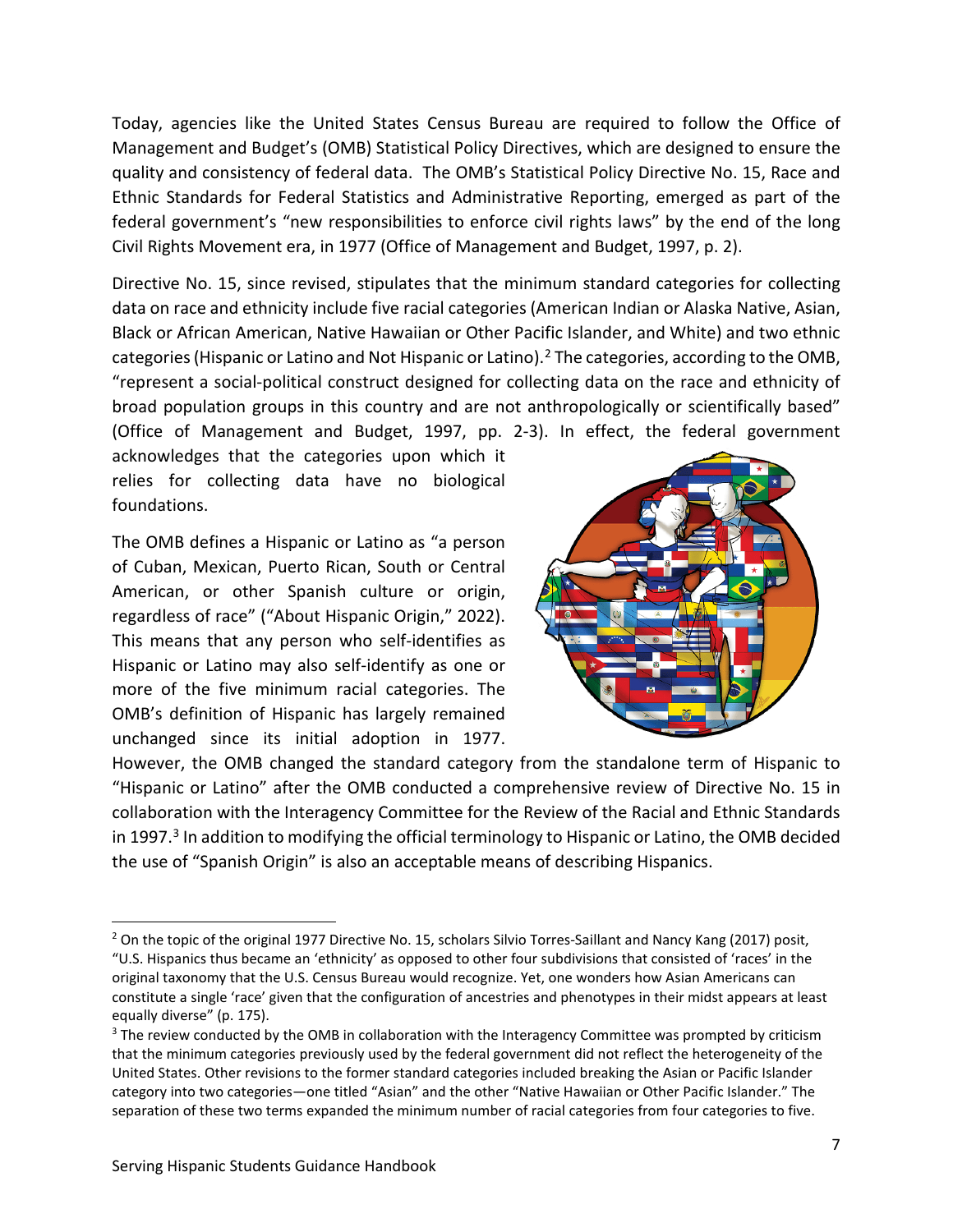Today, agencies like the United States Census Bureau are required to follow the Office of Management and Budget's (OMB) Statistical Policy Directives, which are designed to ensure the quality and consistency of federal data. The OMB's Statistical Policy Directive No. 15, Race and Ethnic Standards for Federal Statistics and Administrative Reporting, emerged as part of the federal government's "new responsibilities to enforce civil rights laws" by the end of the long Civil Rights Movement era, in 1977 (Office of Management and Budget, 1997, p. 2).

Directive No. 15, since revised, stipulates that the minimum standard categories for collecting data on race and ethnicity include five racial categories (American Indian or Alaska Native, Asian, Black or African American, Native Hawaiian or Other Pacific Islander, and White) and two ethnic categories (Hispanic or Latino and Not Hispanic or Latino).[2] The categories, according to the OMB, "represent a social-political construct designed for collecting data on the race and ethnicity of broad population groups in this country and are not anthropologically or scientifically based" (Office of Management and Budget, 1997, pp. 2-3). In effect, the federal government acknowledges that the categories upon which it relies for collecting data have no biological foundations.

The OMB defines a Hispanic or Latino as "a person of Cuban, Mexican, Puerto Rican, South or Central American, or other Spanish culture or origin, regardless of race" ("About Hispanic Origin," 2022). This means that any person who self-identifies as Hispanic or Latino may also self-identify as one or more of the five minimum racial categories. The OMB's definition of Hispanic has largely remained unchanged since its initial adoption in 1977. However, the OMB changed the standard category from the standalone term of Hispanic to "Hispanic or Latino" after the OMB conducted a comprehensive review of Directive No. 15 in collaboration with the Interagency Committee for the Review of the Racial and Ethnic Standards in 1997.[3] In addition to modifying the official terminology to Hispanic or Latino, the OMB decided the use of "Spanish Origin" is also an acceptable means of describing Hispanics.

---

[2] On the topic of the original 1977 Directive No. 15, scholars Silvio Torres-Saillant and Nancy Kang (2017) posit, "U.S. Hispanics thus became an 'ethnicity' as opposed to other four subdivisions that consisted of 'races' in the original taxonomy that the U.S. Census Bureau would recognize. Yet, one wonders how Asian Americans can constitute a single 'race' given that the configuration of ancestries and phenotypes in their midst appears at least equally diverse" (p. 175).

[3] The review conducted by the OMB in collaboration with the Interagency Committee was prompted by criticism that the minimum categories previously used by the federal government did not reflect the heterogeneity of the United States. Other revisions to the former standard categories included breaking the Asian or Pacific Islander category into two categories—one titled "Asian" and the other "Native Hawaiian or Other Pacific Islander." The separation of these two terms expanded the minimum number of racial categories from four categories to five.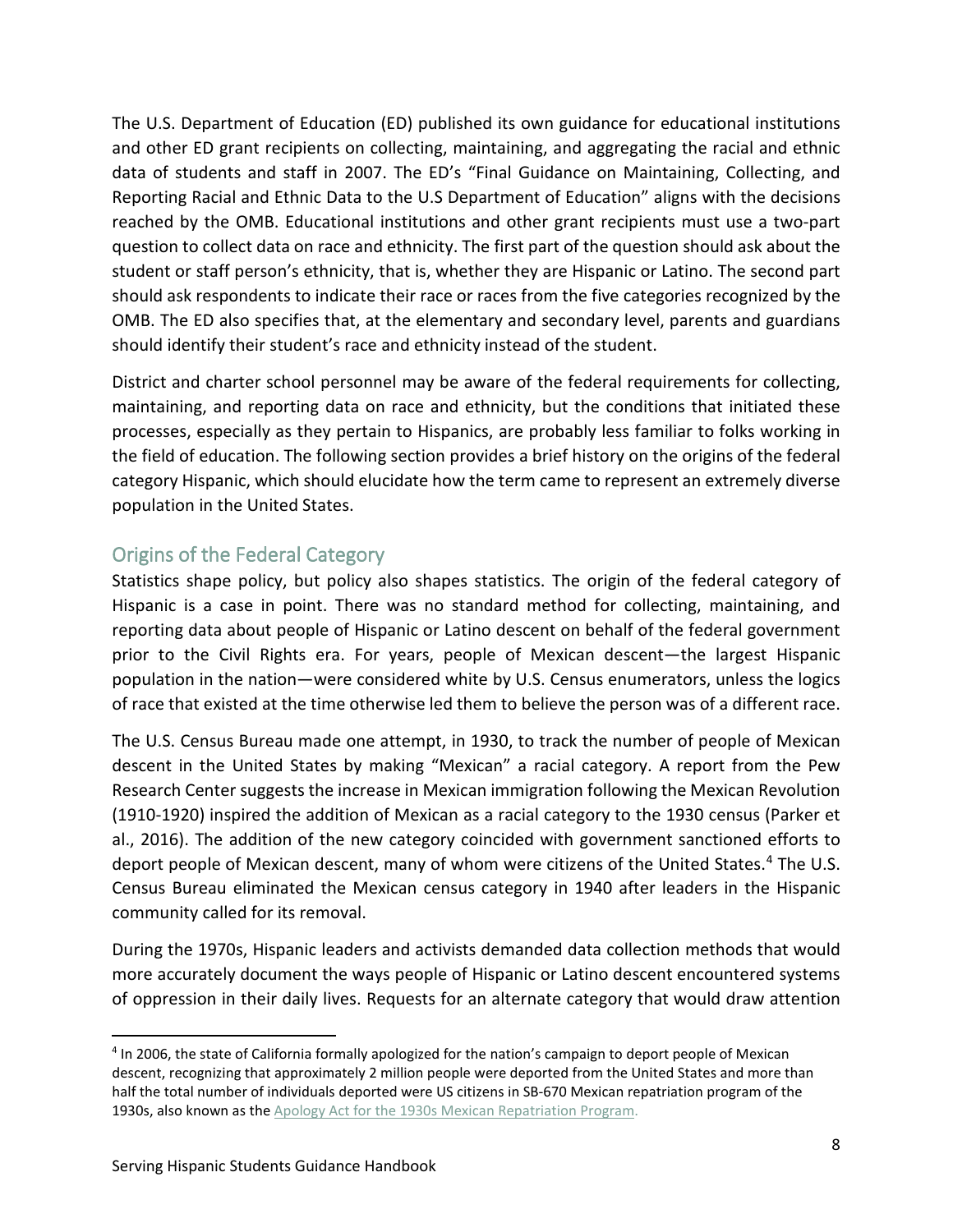The U.S. Department of Education (ED) published its own guidance for educational institutions and other ED grant recipients on collecting, maintaining, and aggregating the racial and ethnic data of students and staff in 2007. The ED's "Final Guidance on Maintaining, Collecting, and Reporting Racial and Ethnic Data to the U.S Department of Education" aligns with the decisions reached by the OMB. Educational institutions and other grant recipients must use a two-part question to collect data on race and ethnicity. The first part of the question should ask about the student or staff person's ethnicity, that is, whether they are Hispanic or Latino. The second part should ask respondents to indicate their race or races from the five categories recognized by the OMB. The ED also specifies that, at the elementary and secondary level, parents and guardians should identify their student's race and ethnicity instead of the student.

District and charter school personnel may be aware of the federal requirements for collecting, maintaining, and reporting data on race and ethnicity, but the conditions that initiated these processes, especially as they pertain to Hispanics, are probably less familiar to folks working in the field of education. The following section provides a brief history on the origins of the federal category Hispanic, which should elucidate how the term came to represent an extremely diverse population in the United States.

## Origins of the Federal Category

Statistics shape policy, but policy also shapes statistics. The origin of the federal category of Hispanic is a case in point. There was no standard method for collecting, maintaining, and reporting data about people of Hispanic or Latino descent on behalf of the federal government prior to the Civil Rights era. For years, people of Mexican descent—the largest Hispanic population in the nation—were considered white by U.S. Census enumerators, unless the logics of race that existed at the time otherwise led them to believe the person was of a different race.

The U.S. Census Bureau made one attempt, in 1930, to track the number of people of Mexican descent in the United States by making "Mexican" a racial category. A report from the Pew Research Center suggests the increase in Mexican immigration following the Mexican Revolution (1910-1920) inspired the addition of Mexican as a racial category to the 1930 census (Parker et al., 2016). The addition of the new category coincided with government sanctioned efforts to deport people of Mexican descent, many of whom were citizens of the United States.[4] The U.S. Census Bureau eliminated the Mexican census category in 1940 after leaders in the Hispanic community called for its removal.

During the 1970s, Hispanic leaders and activists demanded data collection methods that would more accurately document the ways people of Hispanic or Latino descent encountered systems of oppression in their daily lives. Requests for an alternate category that would draw attention

[4] In 2006, the state of California formally apologized for the nation's campaign to deport people of Mexican descent, recognizing that approximately 2 million people were deported from the United States and more than half the total number of individuals deported were US citizens in SB-670 Mexican repatriation program of the 1930s, also known as the Apology Act for the 1930s Mexican Repatriation Program.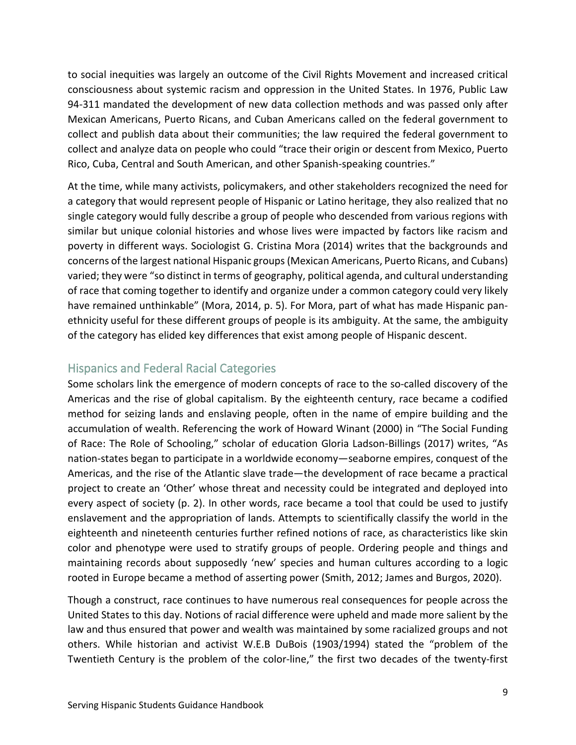to social inequities was largely an outcome of the Civil Rights Movement and increased critical consciousness about systemic racism and oppression in the United States. In 1976, Public Law 94-311 mandated the development of new data collection methods and was passed only after Mexican Americans, Puerto Ricans, and Cuban Americans called on the federal government to collect and publish data about their communities; the law required the federal government to collect and analyze data on people who could "trace their origin or descent from Mexico, Puerto Rico, Cuba, Central and South American, and other Spanish-speaking countries."

At the time, while many activists, policymakers, and other stakeholders recognized the need for a category that would represent people of Hispanic or Latino heritage, they also realized that no single category would fully describe a group of people who descended from various regions with similar but unique colonial histories and whose lives were impacted by factors like racism and poverty in different ways. Sociologist G. Cristina Mora (2014) writes that the backgrounds and concerns of the largest national Hispanic groups (Mexican Americans, Puerto Ricans, and Cubans) varied; they were "so distinct in terms of geography, political agenda, and cultural understanding of race that coming together to identify and organize under a common category could very likely have remained unthinkable" (Mora, 2014, p. 5). For Mora, part of what has made Hispanic pan-ethnicity useful for these different groups of people is its ambiguity. At the same, the ambiguity of the category has elided key differences that exist among people of Hispanic descent.

## Hispanics and Federal Racial Categories

Some scholars link the emergence of modern concepts of race to the so-called discovery of the Americas and the rise of global capitalism. By the eighteenth century, race became a codified method for seizing lands and enslaving people, often in the name of empire building and the accumulation of wealth. Referencing the work of Howard Winant (2000) in "The Social Funding of Race: The Role of Schooling," scholar of education Gloria Ladson-Billings (2017) writes, "As nation-states began to participate in a worldwide economy—seaborne empires, conquest of the Americas, and the rise of the Atlantic slave trade—the development of race became a practical project to create an 'Other' whose threat and necessity could be integrated and deployed into every aspect of society (p. 2). In other words, race became a tool that could be used to justify enslavement and the appropriation of lands. Attempts to scientifically classify the world in the eighteenth and nineteenth centuries further refined notions of race, as characteristics like skin color and phenotype were used to stratify groups of people. Ordering people and things and maintaining records about supposedly 'new' species and human cultures according to a logic rooted in Europe became a method of asserting power (Smith, 2012; James and Burgos, 2020).

Though a construct, race continues to have numerous real consequences for people across the United States to this day. Notions of racial difference were upheld and made more salient by the law and thus ensured that power and wealth was maintained by some racialized groups and not others. While historian and activist W.E.B DuBois (1903/1994) stated the "problem of the Twentieth Century is the problem of the color-line," the first two decades of the twenty-first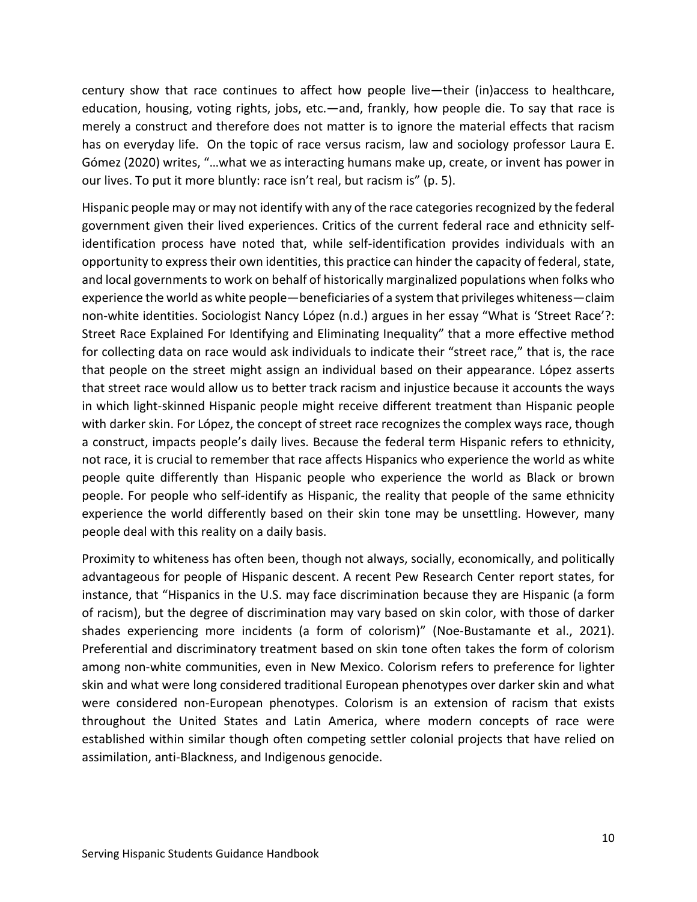century show that race continues to affect how people live—their (in)access to healthcare, education, housing, voting rights, jobs, etc.—and, frankly, how people die. To say that race is merely a construct and therefore does not matter is to ignore the material effects that racism has on everyday life. On the topic of race versus racism, law and sociology professor Laura E. Gómez (2020) writes, "…what we as interacting humans make up, create, or invent has power in our lives. To put it more bluntly: race isn't real, but racism is" (p. 5).

Hispanic people may or may not identify with any of the race categories recognized by the federal government given their lived experiences. Critics of the current federal race and ethnicity self-identification process have noted that, while self-identification provides individuals with an opportunity to express their own identities, this practice can hinder the capacity of federal, state, and local governments to work on behalf of historically marginalized populations when folks who experience the world as white people—beneficiaries of a system that privileges whiteness—claim non-white identities. Sociologist Nancy López (n.d.) argues in her essay "What is 'Street Race'?: Street Race Explained For Identifying and Eliminating Inequality" that a more effective method for collecting data on race would ask individuals to indicate their "street race," that is, the race that people on the street might assign an individual based on their appearance. López asserts that street race would allow us to better track racism and injustice because it accounts the ways in which light-skinned Hispanic people might receive different treatment than Hispanic people with darker skin. For López, the concept of street race recognizes the complex ways race, though a construct, impacts people's daily lives. Because the federal term Hispanic refers to ethnicity, not race, it is crucial to remember that race affects Hispanics who experience the world as white people quite differently than Hispanic people who experience the world as Black or brown people. For people who self-identify as Hispanic, the reality that people of the same ethnicity experience the world differently based on their skin tone may be unsettling. However, many people deal with this reality on a daily basis.

Proximity to whiteness has often been, though not always, socially, economically, and politically advantageous for people of Hispanic descent. A recent Pew Research Center report states, for instance, that "Hispanics in the U.S. may face discrimination because they are Hispanic (a form of racism), but the degree of discrimination may vary based on skin color, with those of darker shades experiencing more incidents (a form of colorism)" (Noe-Bustamante et al., 2021). Preferential and discriminatory treatment based on skin tone often takes the form of colorism among non-white communities, even in New Mexico. Colorism refers to preference for lighter skin and what were long considered traditional European phenotypes over darker skin and what were considered non-European phenotypes. Colorism is an extension of racism that exists throughout the United States and Latin America, where modern concepts of race were established within similar though often competing settler colonial projects that have relied on assimilation, anti-Blackness, and Indigenous genocide.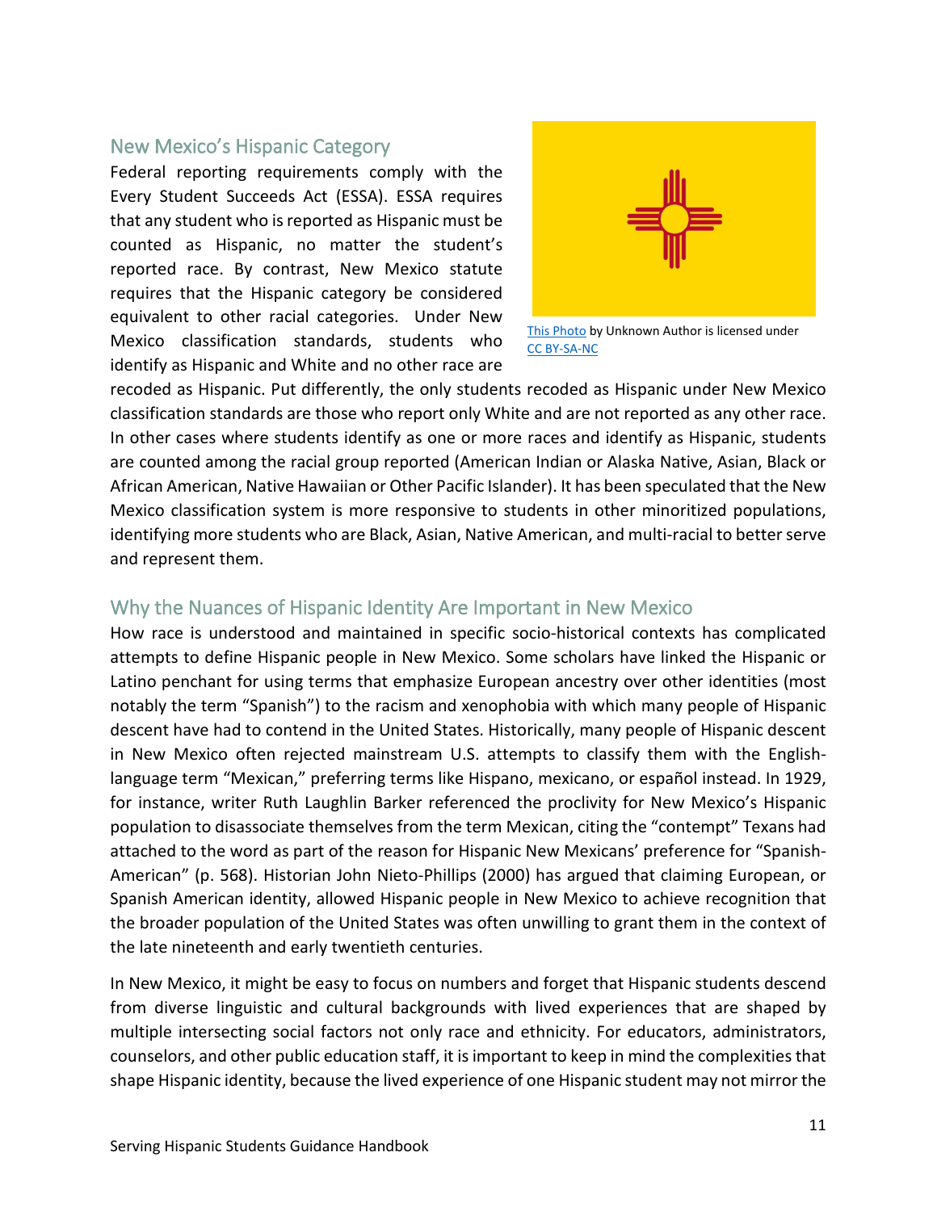## New Mexico's Hispanic Category

Federal reporting requirements comply with the Every Student Succeeds Act (ESSA). ESSA requires that any student who is reported as Hispanic must be counted as Hispanic, no matter the student's reported race. By contrast, New Mexico statute requires that the Hispanic category be considered equivalent to other racial categories. Under New Mexico classification standards, students who identify as Hispanic and White and no other race are recoded as Hispanic. Put differently, the only students recoded as Hispanic under New Mexico classification standards are those who report only White and are not reported as any other race. In other cases where students identify as one or more races and identify as Hispanic, students are counted among the racial group reported (American Indian or Alaska Native, Asian, Black or African American, Native Hawaiian or Other Pacific Islander). It has been speculated that the New Mexico classification system is more responsive to students in other minoritized populations, identifying more students who are Black, Asian, Native American, and multi-racial to better serve and represent them.

This Photo by Unknown Author is licensed under CC BY-SA-NC

## Why the Nuances of Hispanic Identity Are Important in New Mexico

How race is understood and maintained in specific socio-historical contexts has complicated attempts to define Hispanic people in New Mexico. Some scholars have linked the Hispanic or Latino penchant for using terms that emphasize European ancestry over other identities (most notably the term "Spanish") to the racism and xenophobia with which many people of Hispanic descent have had to contend in the United States. Historically, many people of Hispanic descent in New Mexico often rejected mainstream U.S. attempts to classify them with the English-language term "Mexican," preferring terms like Hispano, mexicano, or español instead. In 1929, for instance, writer Ruth Laughlin Barker referenced the proclivity for New Mexico's Hispanic population to disassociate themselves from the term Mexican, citing the "contempt" Texans had attached to the word as part of the reason for Hispanic New Mexicans' preference for "Spanish-American" (p. 568). Historian John Nieto-Phillips (2000) has argued that claiming European, or Spanish American identity, allowed Hispanic people in New Mexico to achieve recognition that the broader population of the United States was often unwilling to grant them in the context of the late nineteenth and early twentieth centuries.

In New Mexico, it might be easy to focus on numbers and forget that Hispanic students descend from diverse linguistic and cultural backgrounds with lived experiences that are shaped by multiple intersecting social factors not only race and ethnicity. For educators, administrators, counselors, and other public education staff, it is important to keep in mind the complexities that shape Hispanic identity, because the lived experience of one Hispanic student may not mirror the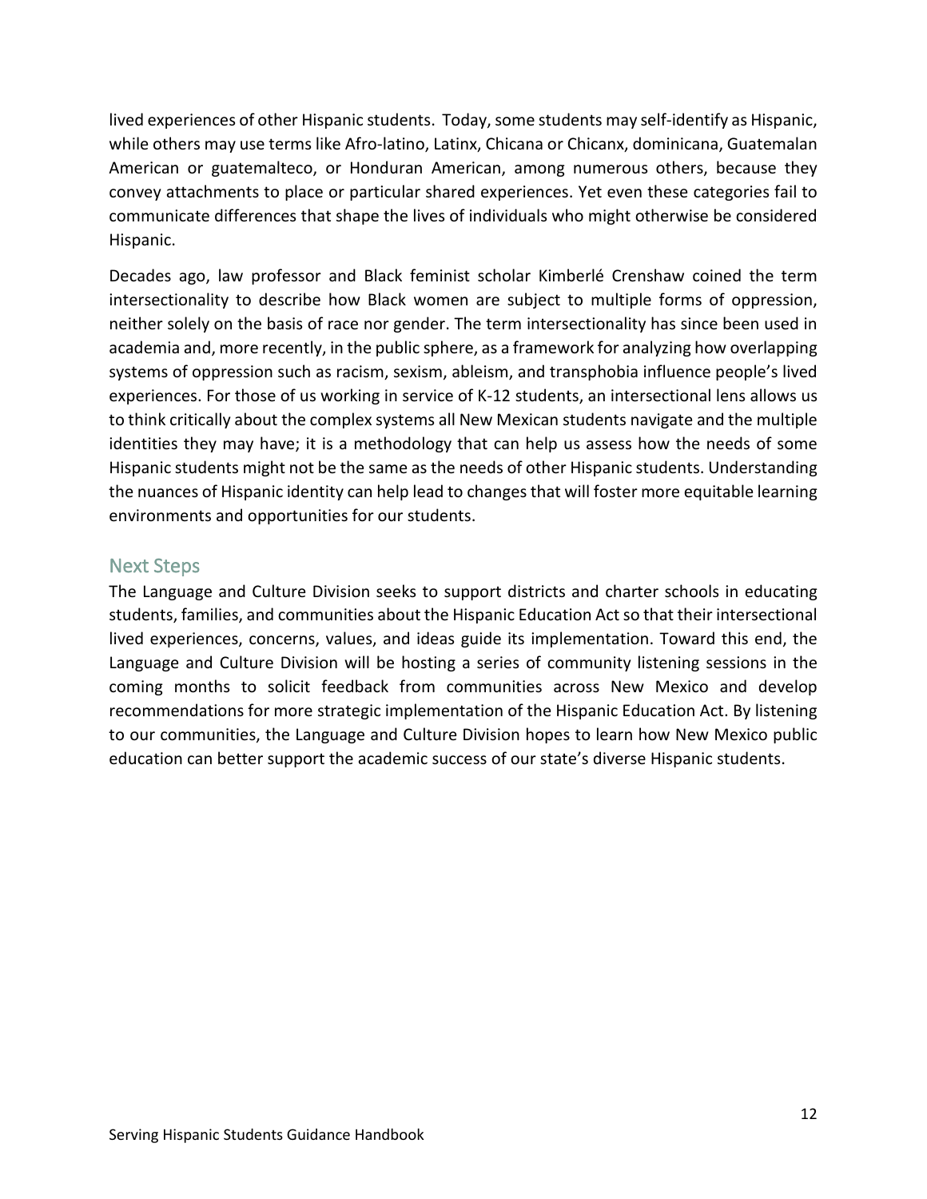lived experiences of other Hispanic students. Today, some students may self-identify as Hispanic, while others may use terms like Afro-latino, Latinx, Chicana or Chicanx, dominicana, Guatemalan American or guatemalteco, or Honduran American, among numerous others, because they convey attachments to place or particular shared experiences. Yet even these categories fail to communicate differences that shape the lives of individuals who might otherwise be considered Hispanic.

Decades ago, law professor and Black feminist scholar Kimberlé Crenshaw coined the term intersectionality to describe how Black women are subject to multiple forms of oppression, neither solely on the basis of race nor gender. The term intersectionality has since been used in academia and, more recently, in the public sphere, as a framework for analyzing how overlapping systems of oppression such as racism, sexism, ableism, and transphobia influence people's lived experiences. For those of us working in service of K-12 students, an intersectional lens allows us to think critically about the complex systems all New Mexican students navigate and the multiple identities they may have; it is a methodology that can help us assess how the needs of some Hispanic students might not be the same as the needs of other Hispanic students. Understanding the nuances of Hispanic identity can help lead to changes that will foster more equitable learning environments and opportunities for our students.

## Next Steps

The Language and Culture Division seeks to support districts and charter schools in educating students, families, and communities about the Hispanic Education Act so that their intersectional lived experiences, concerns, values, and ideas guide its implementation. Toward this end, the Language and Culture Division will be hosting a series of community listening sessions in the coming months to solicit feedback from communities across New Mexico and develop recommendations for more strategic implementation of the Hispanic Education Act. By listening to our communities, the Language and Culture Division hopes to learn how New Mexico public education can better support the academic success of our state's diverse Hispanic students.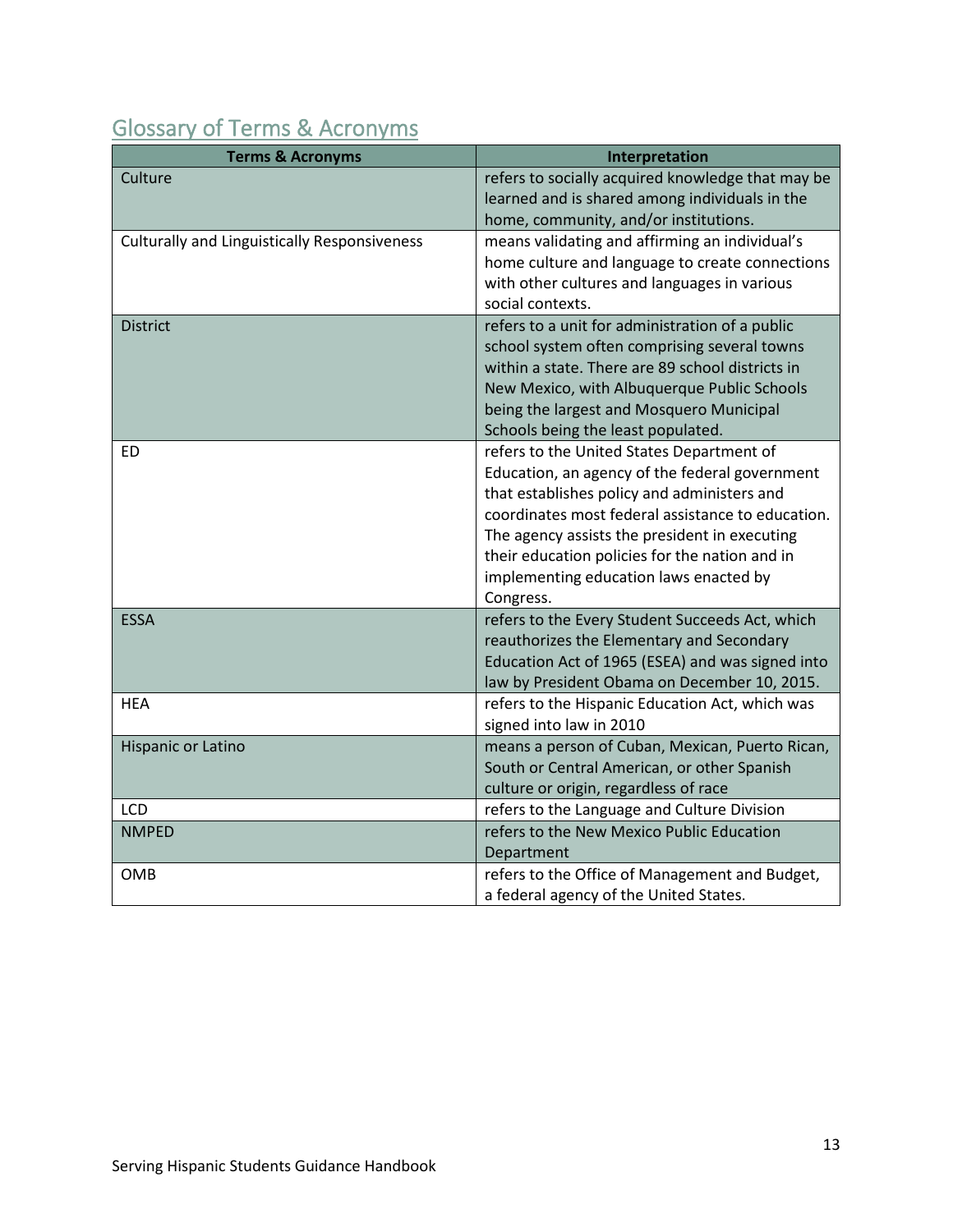## Glossary of Terms & Acronyms

| Terms & Acronyms | Interpretation |
|---|---|
| Culture | refers to socially acquired knowledge that may be learned and is shared among individuals in the home, community, and/or institutions. |
| Culturally and Linguistically Responsiveness | means validating and affirming an individual's home culture and language to create connections with other cultures and languages in various social contexts. |
| District | refers to a unit for administration of a public school system often comprising several towns within a state. There are 89 school districts in New Mexico, with Albuquerque Public Schools being the largest and Mosquero Municipal Schools being the least populated. |
| ED | refers to the United States Department of Education, an agency of the federal government that establishes policy and administers and coordinates most federal assistance to education. The agency assists the president in executing their education policies for the nation and in implementing education laws enacted by Congress. |
| ESSA | refers to the Every Student Succeeds Act, which reauthorizes the Elementary and Secondary Education Act of 1965 (ESEA) and was signed into law by President Obama on December 10, 2015. |
| HEA | refers to the Hispanic Education Act, which was signed into law in 2010 |
| Hispanic or Latino | means a person of Cuban, Mexican, Puerto Rican, South or Central American, or other Spanish culture or origin, regardless of race |
| LCD | refers to the Language and Culture Division |
| NMPED | refers to the New Mexico Public Education Department |
| OMB | refers to the Office of Management and Budget, a federal agency of the United States. |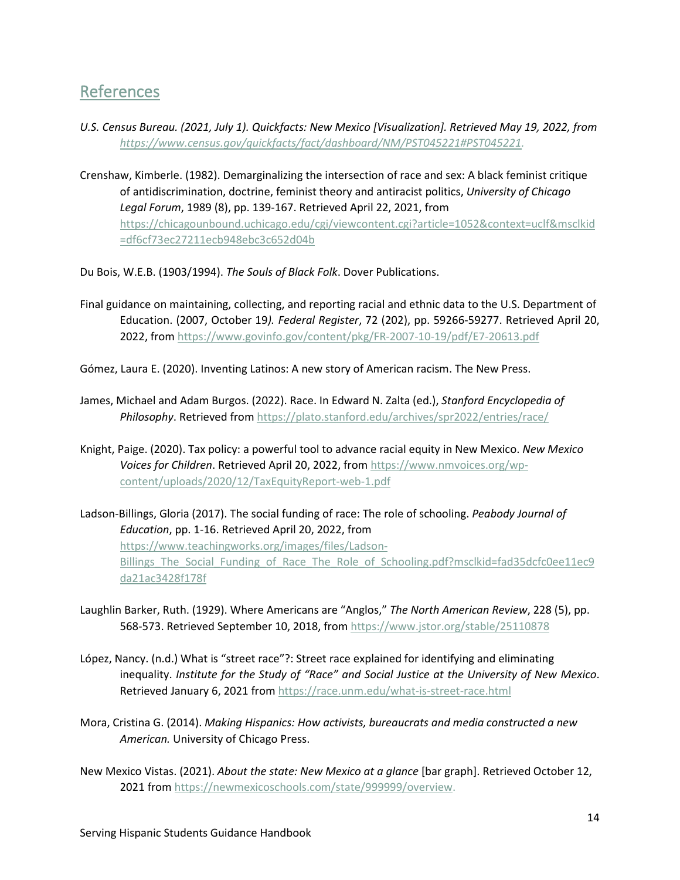## References

*U.S. Census Bureau. (2021, July 1). Quickfacts: New Mexico [Visualization]. Retrieved May 19, 2022, from https://www.census.gov/quickfacts/fact/dashboard/NM/PST045221#PST045221.*

Crenshaw, Kimberle. (1982). Demarginalizing the intersection of race and sex: A black feminist critique of antidiscrimination, doctrine, feminist theory and antiracist politics, *University of Chicago Legal Forum*, 1989 (8), pp. 139-167. Retrieved April 22, 2021, from https://chicagounbound.uchicago.edu/cgi/viewcontent.cgi?article=1052&context=uclf&msclkid=df6cf73ec27211ecb948ebc3c652d04b

Du Bois, W.E.B. (1903/1994). *The Souls of Black Folk*. Dover Publications.

Final guidance on maintaining, collecting, and reporting racial and ethnic data to the U.S. Department of Education. (2007, October 19*). Federal Register*, 72 (202), pp. 59266-59277. Retrieved April 20, 2022, from https://www.govinfo.gov/content/pkg/FR-2007-10-19/pdf/E7-20613.pdf

Gómez, Laura E. (2020). Inventing Latinos: A new story of American racism. The New Press.

James, Michael and Adam Burgos. (2022). Race. In Edward N. Zalta (ed.), *Stanford Encyclopedia of Philosophy*. Retrieved from https://plato.stanford.edu/archives/spr2022/entries/race/

Knight, Paige. (2020). Tax policy: a powerful tool to advance racial equity in New Mexico. *New Mexico Voices for Children*. Retrieved April 20, 2022, from https://www.nmvoices.org/wp-content/uploads/2020/12/TaxEquityReport-web-1.pdf

Ladson-Billings, Gloria (2017). The social funding of race: The role of schooling. *Peabody Journal of Education*, pp. 1-16. Retrieved April 20, 2022, from https://www.teachingworks.org/images/files/Ladson-Billings_The_Social_Funding_of_Race_The_Role_of_Schooling.pdf?msclkid=fad35dcfc0ee11ec9da21ac3428f178f

Laughlin Barker, Ruth. (1929). Where Americans are "Anglos," *The North American Review*, 228 (5), pp. 568-573. Retrieved September 10, 2018, from https://www.jstor.org/stable/25110878

López, Nancy. (n.d.) What is "street race"?: Street race explained for identifying and eliminating inequality. *Institute for the Study of "Race" and Social Justice at the University of New Mexico*. Retrieved January 6, 2021 from https://race.unm.edu/what-is-street-race.html

Mora, Cristina G. (2014). *Making Hispanics: How activists, bureaucrats and media constructed a new American.* University of Chicago Press.

New Mexico Vistas. (2021). *About the state: New Mexico at a glance* [bar graph]. Retrieved October 12, 2021 from https://newmexicoschools.com/state/999999/overview.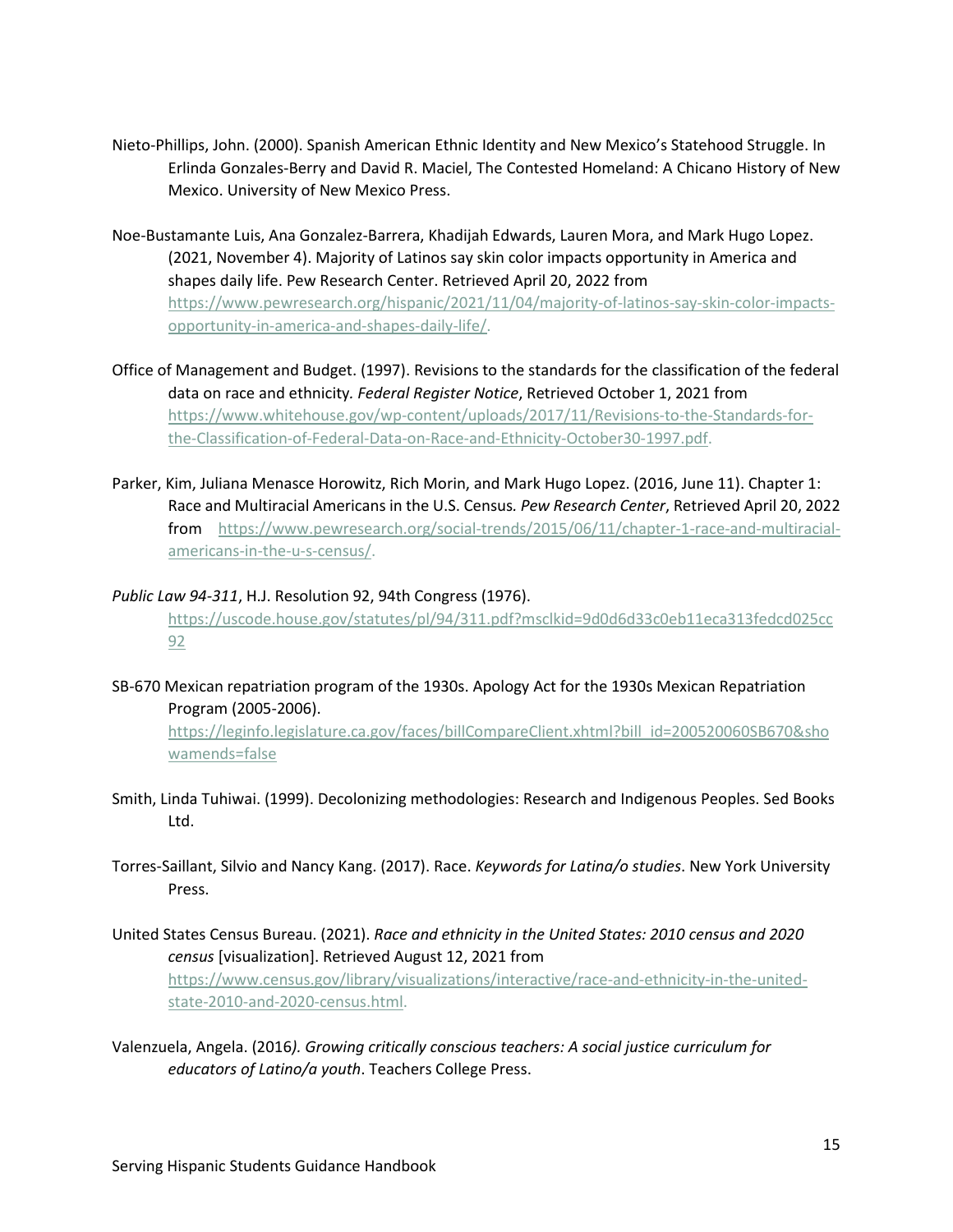Nieto-Phillips, John. (2000). Spanish American Ethnic Identity and New Mexico's Statehood Struggle. In Erlinda Gonzales-Berry and David R. Maciel, The Contested Homeland: A Chicano History of New Mexico. University of New Mexico Press.

Noe-Bustamante Luis, Ana Gonzalez-Barrera, Khadijah Edwards, Lauren Mora, and Mark Hugo Lopez. (2021, November 4). Majority of Latinos say skin color impacts opportunity in America and shapes daily life. Pew Research Center. Retrieved April 20, 2022 from https://www.pewresearch.org/hispanic/2021/11/04/majority-of-latinos-say-skin-color-impacts-opportunity-in-america-and-shapes-daily-life/.

Office of Management and Budget. (1997). Revisions to the standards for the classification of the federal data on race and ethnicity. *Federal Register Notice*, Retrieved October 1, 2021 from https://www.whitehouse.gov/wp-content/uploads/2017/11/Revisions-to-the-Standards-for-the-Classification-of-Federal-Data-on-Race-and-Ethnicity-October30-1997.pdf.

Parker, Kim, Juliana Menasce Horowitz, Rich Morin, and Mark Hugo Lopez. (2016, June 11). Chapter 1: Race and Multiracial Americans in the U.S. Census. *Pew Research Center*, Retrieved April 20, 2022 from https://www.pewresearch.org/social-trends/2015/06/11/chapter-1-race-and-multiracial-americans-in-the-u-s-census/.

*Public Law 94-311*, H.J. Resolution 92, 94th Congress (1976). https://uscode.house.gov/statutes/pl/94/311.pdf?msclkid=9d0d6d33c0eb11eca313fedcd025cc92

SB-670 Mexican repatriation program of the 1930s. Apology Act for the 1930s Mexican Repatriation Program (2005-2006). https://leginfo.legislature.ca.gov/faces/billCompareClient.xhtml?bill_id=200520060SB670&showamends=false

Smith, Linda Tuhiwai. (1999). Decolonizing methodologies: Research and Indigenous Peoples. Sed Books Ltd.

Torres-Saillant, Silvio and Nancy Kang. (2017). Race. *Keywords for Latina/o studies*. New York University Press.

United States Census Bureau. (2021). *Race and ethnicity in the United States: 2010 census and 2020 census* [visualization]. Retrieved August 12, 2021 from https://www.census.gov/library/visualizations/interactive/race-and-ethnicity-in-the-united-state-2010-and-2020-census.html.

Valenzuela, Angela. (2016*). Growing critically conscious teachers: A social justice curriculum for educators of Latino/a youth*. Teachers College Press.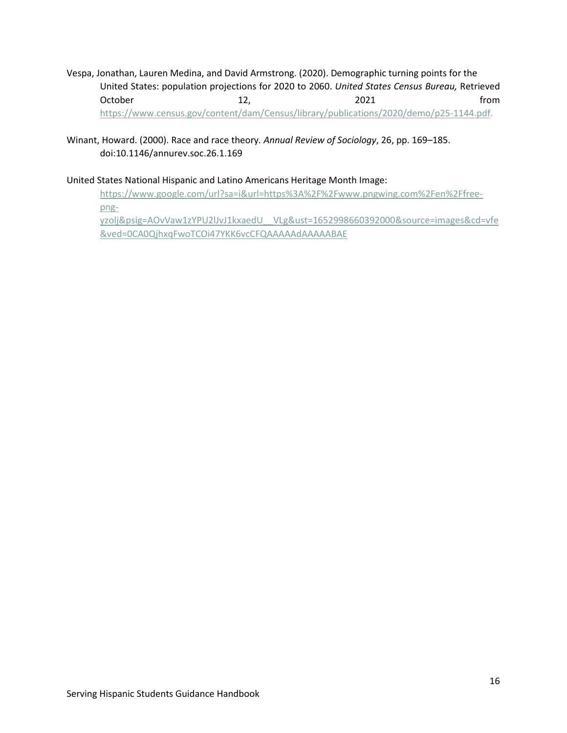Vespa, Jonathan, Lauren Medina, and David Armstrong. (2020). Demographic turning points for the United States: population projections for 2020 to 2060. *United States Census Bureau,* Retrieved October 12, 2021 from https://www.census.gov/content/dam/Census/library/publications/2020/demo/p25-1144.pdf.

Winant, Howard. (2000). Race and race theory. *Annual Review of Sociology*, 26, pp. 169–185. doi:10.1146/annurev.soc.26.1.169

United States National Hispanic and Latino Americans Heritage Month Image: https://www.google.com/url?sa=i&url=https%3A%2F%2Fwww.pngwing.com%2Fen%2Ffree-png-yzolj&psig=AOvVaw1zYPU2lJvJ1kxaedU__VLg&ust=1652998660392000&source=images&cd=vfe&ved=0CA0QjhxqFwoTCOi47YKK6vcCFQAAAAAdAAAAABAE